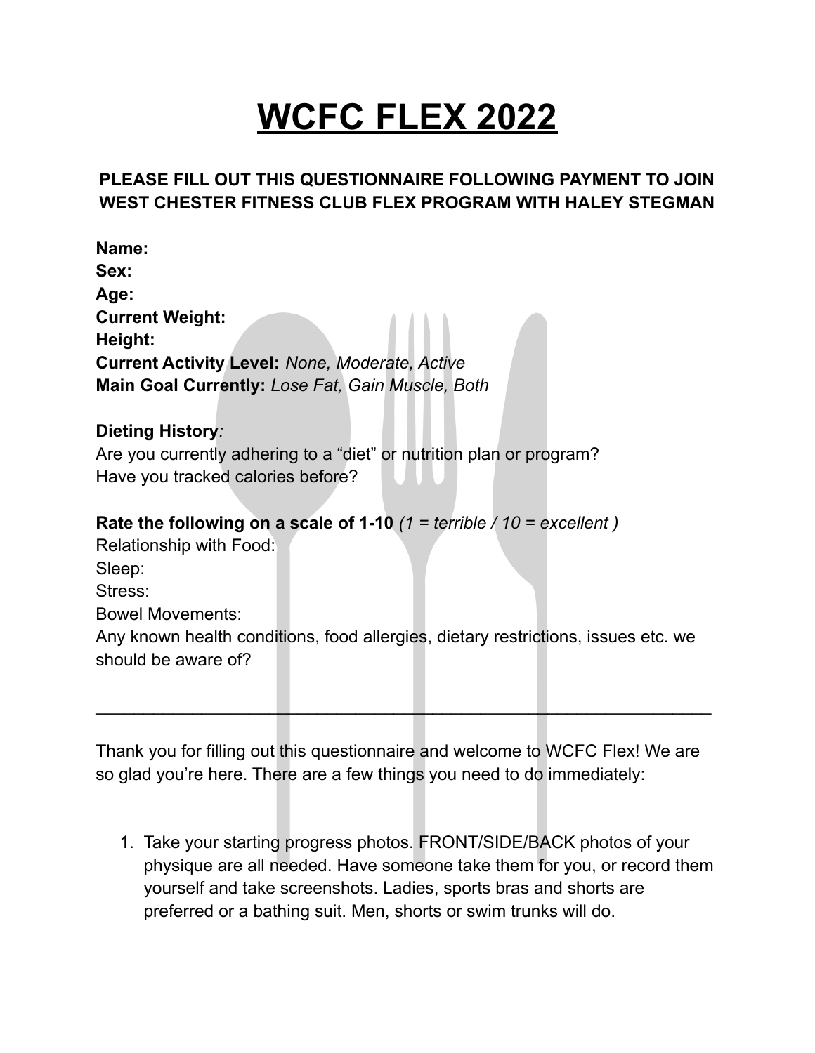# WCFC FLEX 2022

**PLEASE FILL OUT THIS QUESTIONNAIRE FOLLOWING PAYMENT TO JOIN WEST CHESTER FITNESS CLUB FLEX PROGRAM WITH HALEY STEGMAN**

**Name:**
**Sex:**
**Age:**
**Current Weight:**
**Height:**
**Current Activity Level:** *None, Moderate, Active*
**Main Goal Currently:** *Lose Fat, Gain Muscle, Both*

**Dieting History***:*
Are you currently adhering to a "diet" or nutrition plan or program?
Have you tracked calories before?

**Rate the following on a scale of 1-10** *(1 = terrible / 10 = excellent )*
Relationship with Food:
Sleep:
Stress:
Bowel Movements:
Any known health conditions, food allergies, dietary restrictions, issues etc. we should be aware of?

---

Thank you for filling out this questionnaire and welcome to WCFC Flex! We are so glad you're here. There are a few things you need to do immediately:

1. Take your starting progress photos. FRONT/SIDE/BACK photos of your physique are all needed. Have someone take them for you, or record them yourself and take screenshots. Ladies, sports bras and shorts are preferred or a bathing suit. Men, shorts or swim trunks will do.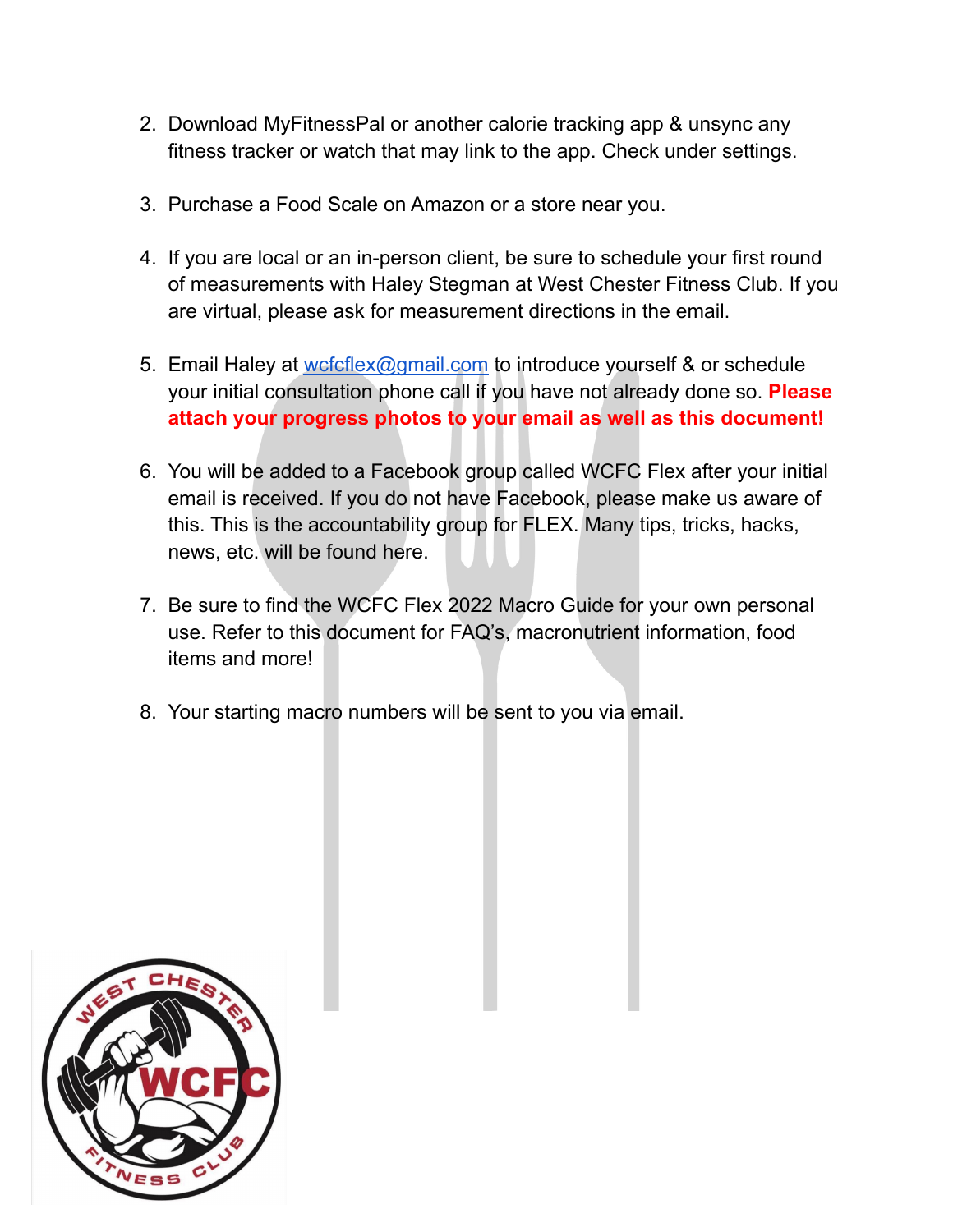2. Download MyFitnessPal or another calorie tracking app & unsync any fitness tracker or watch that may link to the app. Check under settings.

3. Purchase a Food Scale on Amazon or a store near you.

4. If you are local or an in-person client, be sure to schedule your first round of measurements with Haley Stegman at West Chester Fitness Club. If you are virtual, please ask for measurement directions in the email.

5. Email Haley at [wcfcflex@gmail.com](mailto:wcfcflex@gmail.com) to introduce yourself & or schedule your initial consultation phone call if you have not already done so. **Please attach your progress photos to your email as well as this document!**

6. You will be added to a Facebook group called WCFC Flex after your initial email is received. If you do not have Facebook, please make us aware of this. This is the accountability group for FLEX. Many tips, tricks, hacks, news, etc. will be found here.

7. Be sure to find the WCFC Flex 2022 Macro Guide for your own personal use. Refer to this document for FAQ's, macronutrient information, food items and more!

8. Your starting macro numbers will be sent to you via email.